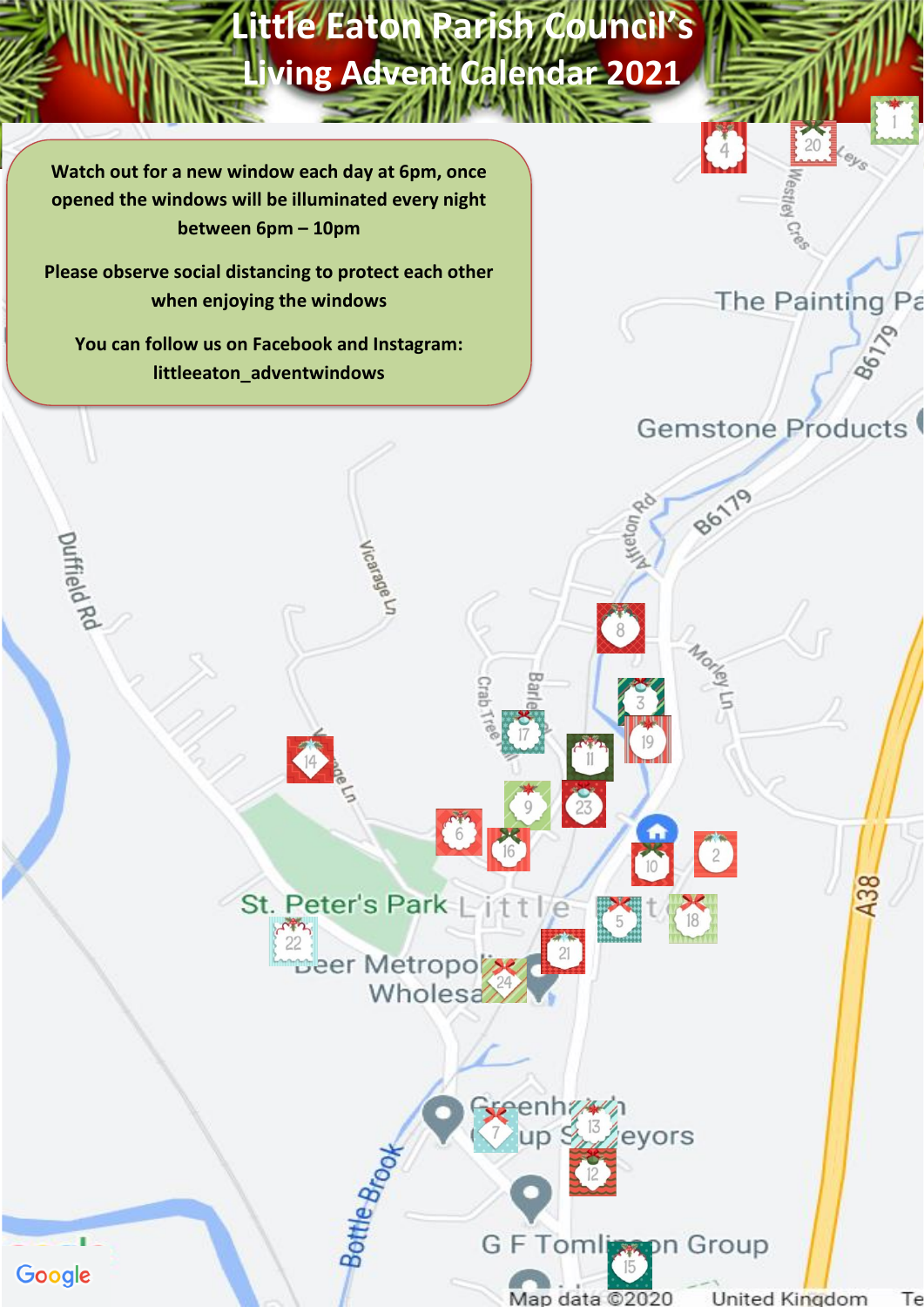# Little Eaton Parish Council's Living Advent Calendar 2021

Watch out for a new window each day at 6pm, once opened the windows will be illuminated every night between 6pm – 10pm

Please observe social distancing to protect each other when enjoying the windows

You can follow us on Facebook and Instagram: littleeaton_adventwindows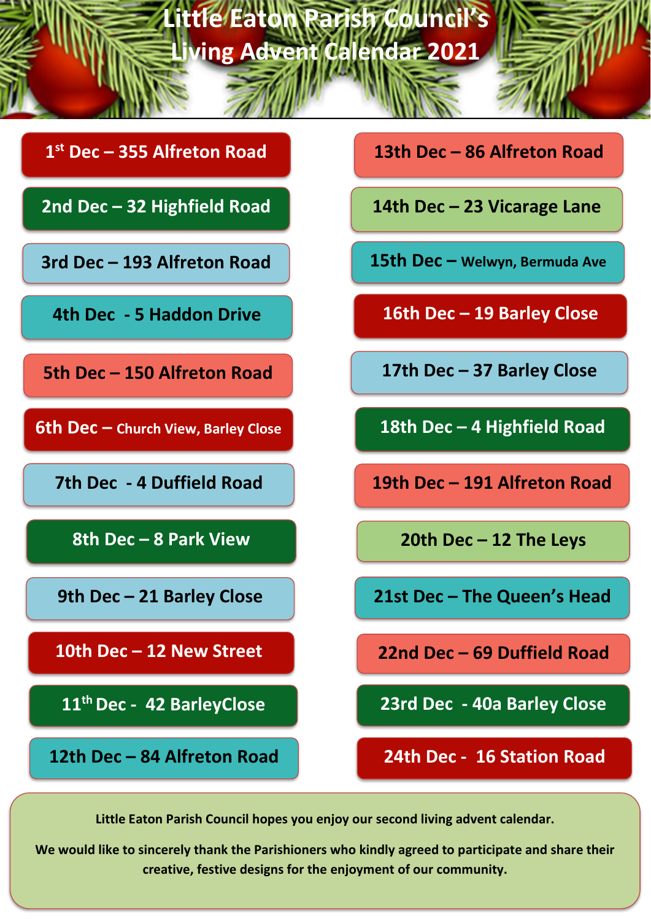# Little Eaton Parish Council's Living Advent Calendar 2021

- 1st Dec – 355 Alfreton Road
- 2nd Dec – 32 Highfield Road
- 3rd Dec – 193 Alfreton Road
- 4th Dec - 5 Haddon Drive
- 5th Dec – 150 Alfreton Road
- 6th Dec – Church View, Barley Close
- 7th Dec - 4 Duffield Road
- 8th Dec – 8 Park View
- 9th Dec – 21 Barley Close
- 10th Dec – 12 New Street
- 11th Dec - 42 BarleyClose
- 12th Dec – 84 Alfreton Road
- 13th Dec – 86 Alfreton Road
- 14th Dec – 23 Vicarage Lane
- 15th Dec – Welwyn, Bermuda Ave
- 16th Dec – 19 Barley Close
- 17th Dec – 37 Barley Close
- 18th Dec – 4 Highfield Road
- 19th Dec – 191 Alfreton Road
- 20th Dec – 12 The Leys
- 21st Dec – The Queen's Head
- 22nd Dec – 69 Duffield Road
- 23rd Dec - 40a Barley Close
- 24th Dec - 16 Station Road

Little Eaton Parish Council hopes you enjoy our second living advent calendar.

We would like to sincerely thank the Parishioners who kindly agreed to participate and share their creative, festive designs for the enjoyment of our community.